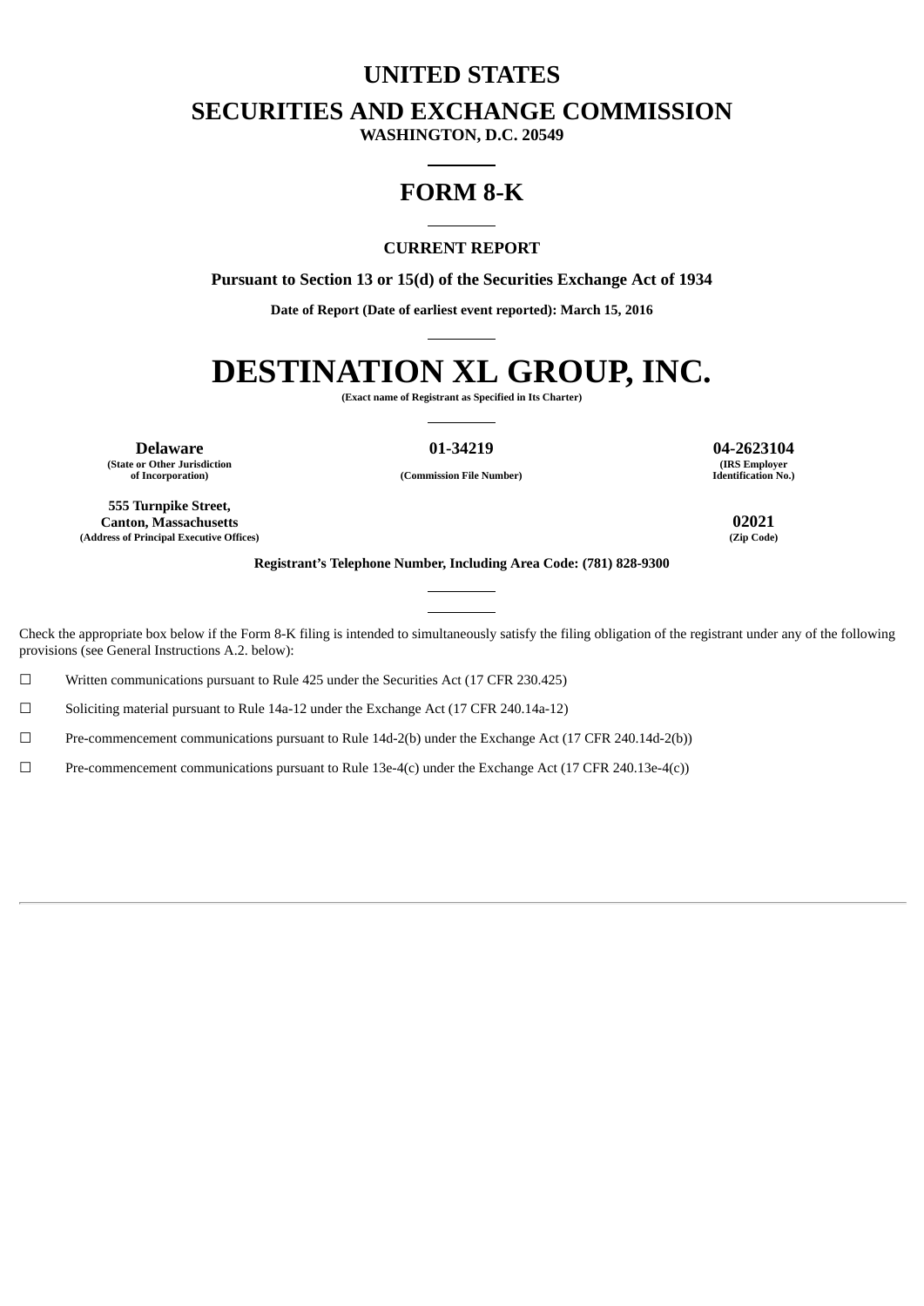# UNITED STATES

# SECURITIES AND EXCHANGE COMMISSION

**WASHINGTON, D.C. 20549**

# FORM 8-K

**CURRENT REPORT**

**Pursuant to Section 13 or 15(d) of the Securities Exchange Act of 1934**

**Date of Report (Date of earliest event reported): March 15, 2016**

# DESTINATION XL GROUP, INC.

**(Exact name of Registrant as Specified in Its Charter)**

| **Delaware** | **01-34219** | **04-2623104** |
|---|---|---|
| **(State or Other Jurisdiction of Incorporation)** | **(Commission File Number)** | **(IRS Employer Identification No.)** |

| **555 Turnpike Street, Canton, Massachusetts** | **02021** |
|---|---|
| **(Address of Principal Executive Offices)** | **(Zip Code)** |

**Registrant's Telephone Number, Including Area Code: (781) 828-9300**

Check the appropriate box below if the Form 8-K filing is intended to simultaneously satisfy the filing obligation of the registrant under any of the following provisions (see General Instructions A.2. below):

☐ Written communications pursuant to Rule 425 under the Securities Act (17 CFR 230.425)

☐ Soliciting material pursuant to Rule 14a-12 under the Exchange Act (17 CFR 240.14a-12)

☐ Pre-commencement communications pursuant to Rule 14d-2(b) under the Exchange Act (17 CFR 240.14d-2(b))

☐ Pre-commencement communications pursuant to Rule 13e-4(c) under the Exchange Act (17 CFR 240.13e-4(c))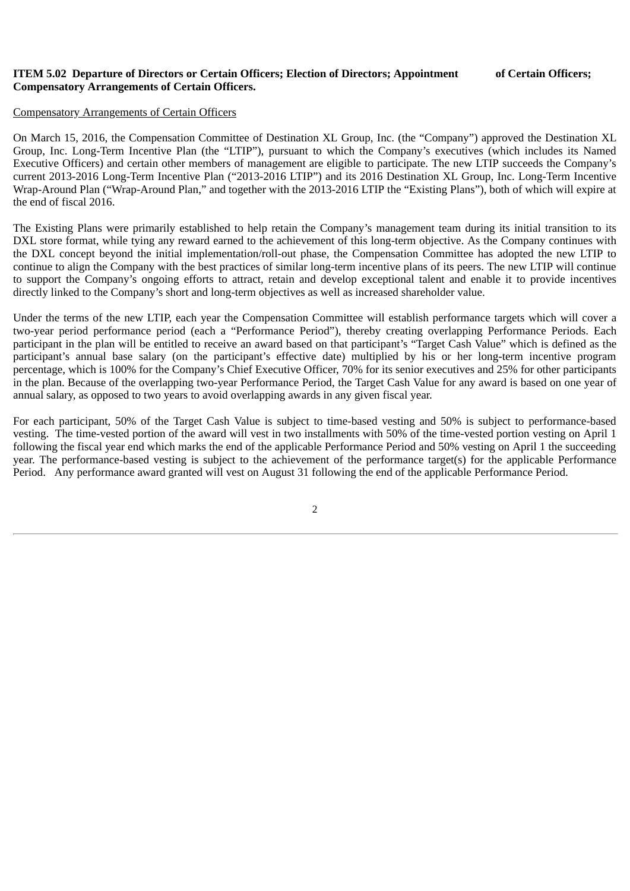**ITEM 5.02 Departure of Directors or Certain Officers; Election of Directors; Appointment of Certain Officers; Compensatory Arrangements of Certain Officers.**

Compensatory Arrangements of Certain Officers

On March 15, 2016, the Compensation Committee of Destination XL Group, Inc. (the "Company") approved the Destination XL Group, Inc. Long-Term Incentive Plan (the "LTIP"), pursuant to which the Company's executives (which includes its Named Executive Officers) and certain other members of management are eligible to participate. The new LTIP succeeds the Company's current 2013-2016 Long-Term Incentive Plan ("2013-2016 LTIP") and its 2016 Destination XL Group, Inc. Long-Term Incentive Wrap-Around Plan ("Wrap-Around Plan," and together with the 2013-2016 LTIP the "Existing Plans"), both of which will expire at the end of fiscal 2016.

The Existing Plans were primarily established to help retain the Company's management team during its initial transition to its DXL store format, while tying any reward earned to the achievement of this long-term objective. As the Company continues with the DXL concept beyond the initial implementation/roll-out phase, the Compensation Committee has adopted the new LTIP to continue to align the Company with the best practices of similar long-term incentive plans of its peers. The new LTIP will continue to support the Company's ongoing efforts to attract, retain and develop exceptional talent and enable it to provide incentives directly linked to the Company's short and long-term objectives as well as increased shareholder value.

Under the terms of the new LTIP, each year the Compensation Committee will establish performance targets which will cover a two-year period performance period (each a "Performance Period"), thereby creating overlapping Performance Periods. Each participant in the plan will be entitled to receive an award based on that participant's "Target Cash Value" which is defined as the participant's annual base salary (on the participant's effective date) multiplied by his or her long-term incentive program percentage, which is 100% for the Company's Chief Executive Officer, 70% for its senior executives and 25% for other participants in the plan. Because of the overlapping two-year Performance Period, the Target Cash Value for any award is based on one year of annual salary, as opposed to two years to avoid overlapping awards in any given fiscal year.

For each participant, 50% of the Target Cash Value is subject to time-based vesting and 50% is subject to performance-based vesting. The time-vested portion of the award will vest in two installments with 50% of the time-vested portion vesting on April 1 following the fiscal year end which marks the end of the applicable Performance Period and 50% vesting on April 1 the succeeding year. The performance-based vesting is subject to the achievement of the performance target(s) for the applicable Performance Period. Any performance award granted will vest on August 31 following the end of the applicable Performance Period.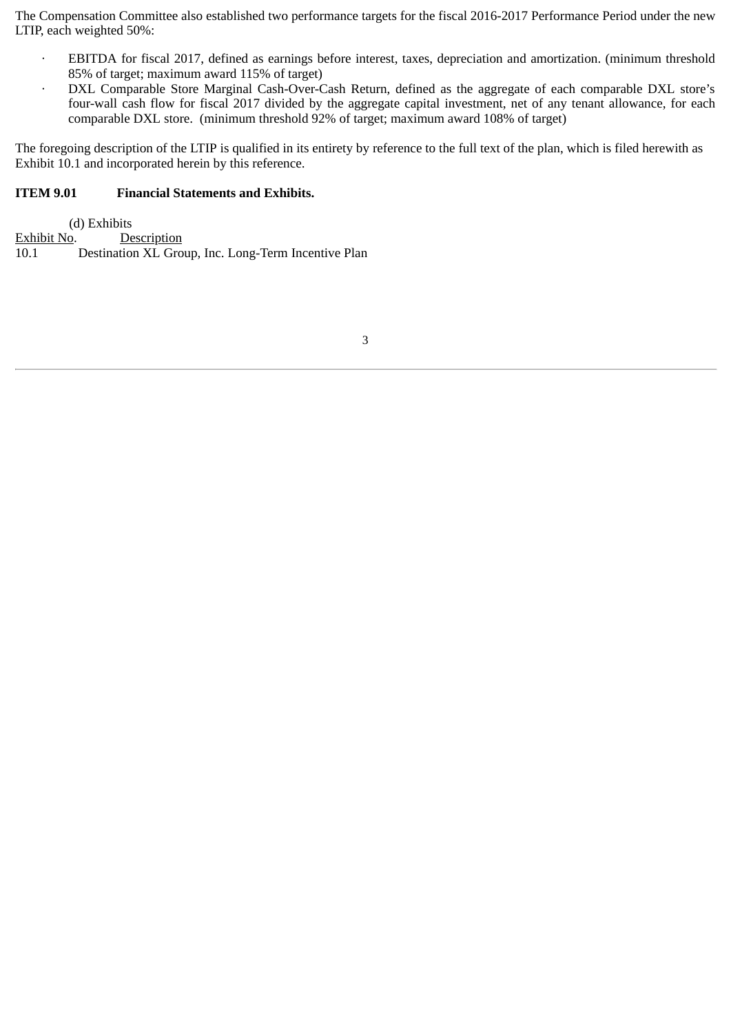The Compensation Committee also established two performance targets for the fiscal 2016-2017 Performance Period under the new LTIP, each weighted 50%:

- EBITDA for fiscal 2017, defined as earnings before interest, taxes, depreciation and amortization. (minimum threshold 85% of target; maximum award 115% of target)
- DXL Comparable Store Marginal Cash-Over-Cash Return, defined as the aggregate of each comparable DXL store's four-wall cash flow for fiscal 2017 divided by the aggregate capital investment, net of any tenant allowance, for each comparable DXL store. (minimum threshold 92% of target; maximum award 108% of target)

The foregoing description of the LTIP is qualified in its entirety by reference to the full text of the plan, which is filed herewith as Exhibit 10.1 and incorporated herein by this reference.

**ITEM 9.01 Financial Statements and Exhibits.**

(d) Exhibits

| Exhibit No. | Description |
| --- | --- |
| 10.1 | Destination XL Group, Inc. Long-Term Incentive Plan |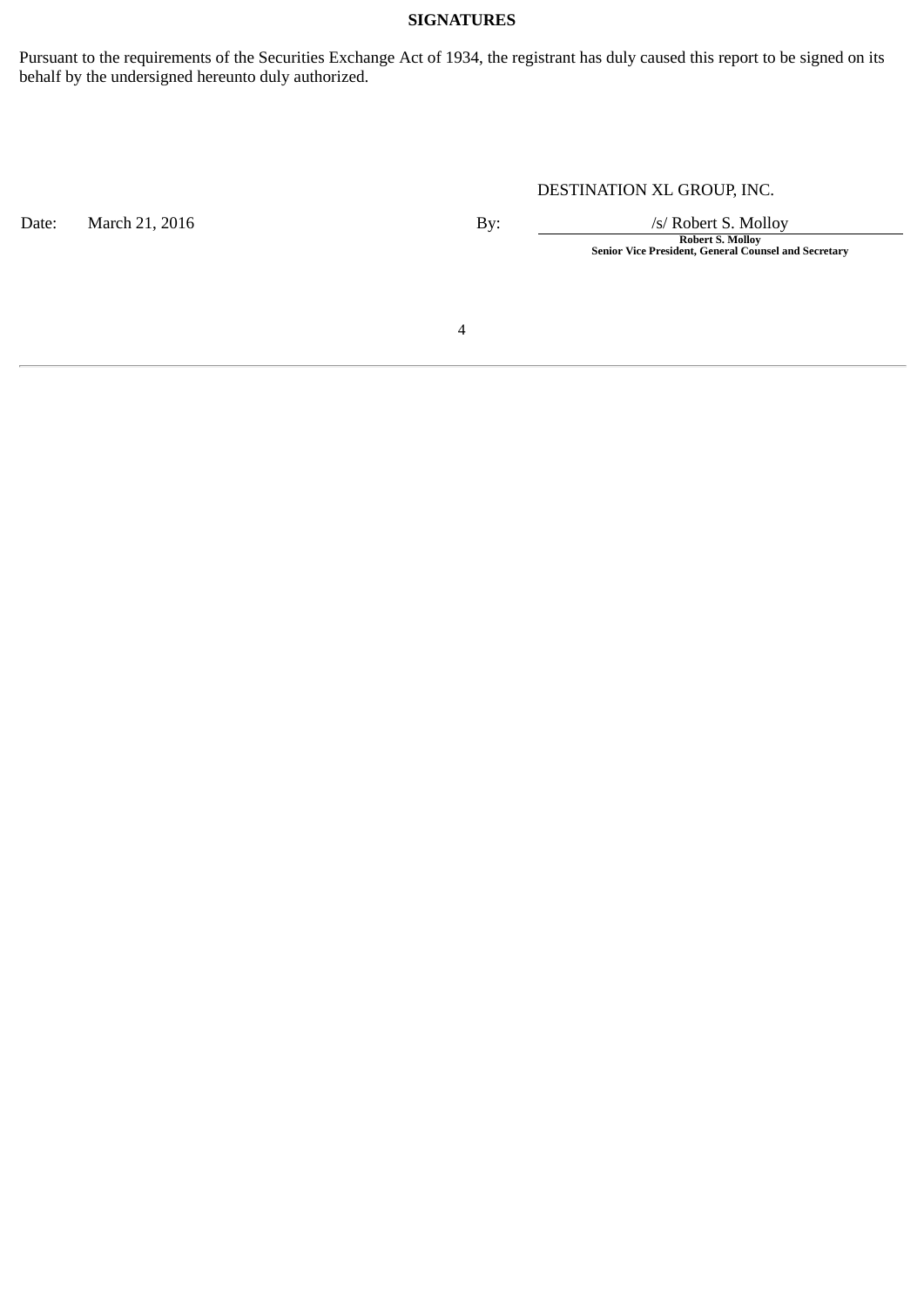**SIGNATURES**

Pursuant to the requirements of the Securities Exchange Act of 1934, the registrant has duly caused this report to be signed on its behalf by the undersigned hereunto duly authorized.

DESTINATION XL GROUP, INC.

| | | | |
|---|---|---|---|
| Date: | March 21, 2016 | By: | /s/ Robert S. Molloy |
| | | | **Robert S. Molloy** |
| | | | **Senior Vice President, General Counsel and Secretary** |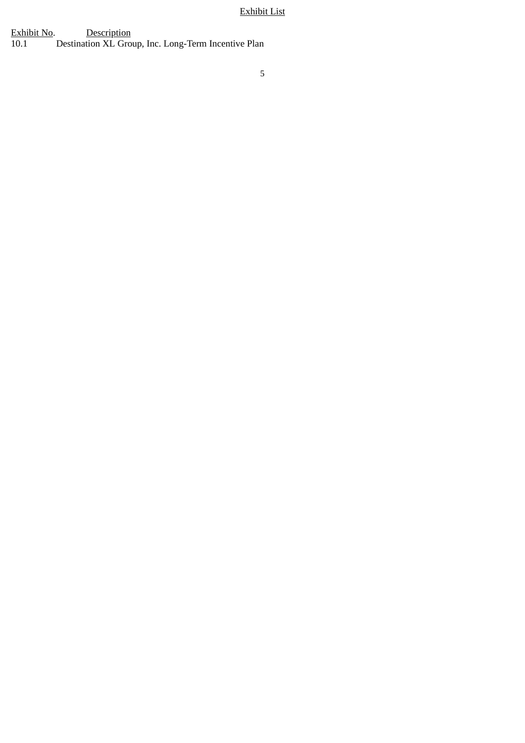Exhibit List

| Exhibit No. | Description |
| --- | --- |
| 10.1 | Destination XL Group, Inc. Long-Term Incentive Plan |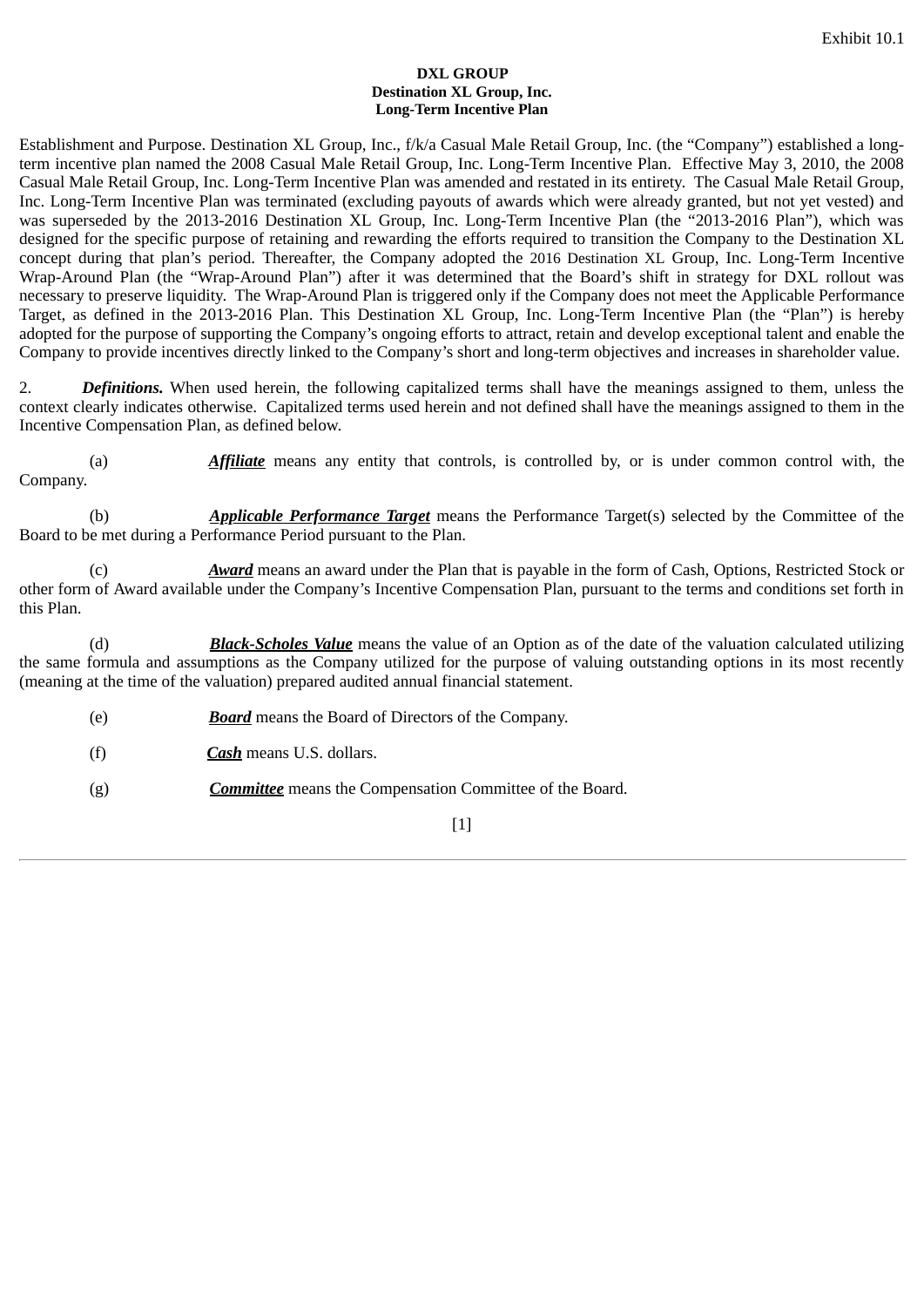Exhibit 10.1

**DXL GROUP**
**Destination XL Group, Inc.**
**Long-Term Incentive Plan**

Establishment and Purpose. Destination XL Group, Inc., f/k/a Casual Male Retail Group, Inc. (the "Company") established a long-term incentive plan named the 2008 Casual Male Retail Group, Inc. Long-Term Incentive Plan. Effective May 3, 2010, the 2008 Casual Male Retail Group, Inc. Long-Term Incentive Plan was amended and restated in its entirety. The Casual Male Retail Group, Inc. Long-Term Incentive Plan was terminated (excluding payouts of awards which were already granted, but not yet vested) and was superseded by the 2013-2016 Destination XL Group, Inc. Long-Term Incentive Plan (the "2013-2016 Plan"), which was designed for the specific purpose of retaining and rewarding the efforts required to transition the Company to the Destination XL concept during that plan's period. Thereafter, the Company adopted the 2016 Destination XL Group, Inc. Long-Term Incentive Wrap-Around Plan (the "Wrap-Around Plan") after it was determined that the Board's shift in strategy for DXL rollout was necessary to preserve liquidity. The Wrap-Around Plan is triggered only if the Company does not meet the Applicable Performance Target, as defined in the 2013-2016 Plan. This Destination XL Group, Inc. Long-Term Incentive Plan (the "Plan") is hereby adopted for the purpose of supporting the Company's ongoing efforts to attract, retain and develop exceptional talent and enable the Company to provide incentives directly linked to the Company's short and long-term objectives and increases in shareholder value.

2. ***Definitions.*** When used herein, the following capitalized terms shall have the meanings assigned to them, unless the context clearly indicates otherwise. Capitalized terms used herein and not defined shall have the meanings assigned to them in the Incentive Compensation Plan, as defined below.

(a) ***Affiliate*** means any entity that controls, is controlled by, or is under common control with, the Company.

(b) ***Applicable Performance Target*** means the Performance Target(s) selected by the Committee of the Board to be met during a Performance Period pursuant to the Plan.

(c) ***Award*** means an award under the Plan that is payable in the form of Cash, Options, Restricted Stock or other form of Award available under the Company's Incentive Compensation Plan, pursuant to the terms and conditions set forth in this Plan.

(d) ***Black-Scholes Value*** means the value of an Option as of the date of the valuation calculated utilizing the same formula and assumptions as the Company utilized for the purpose of valuing outstanding options in its most recently (meaning at the time of the valuation) prepared audited annual financial statement.

(e) ***Board*** means the Board of Directors of the Company.

(f) ***Cash*** means U.S. dollars.

(g) ***Committee*** means the Compensation Committee of the Board.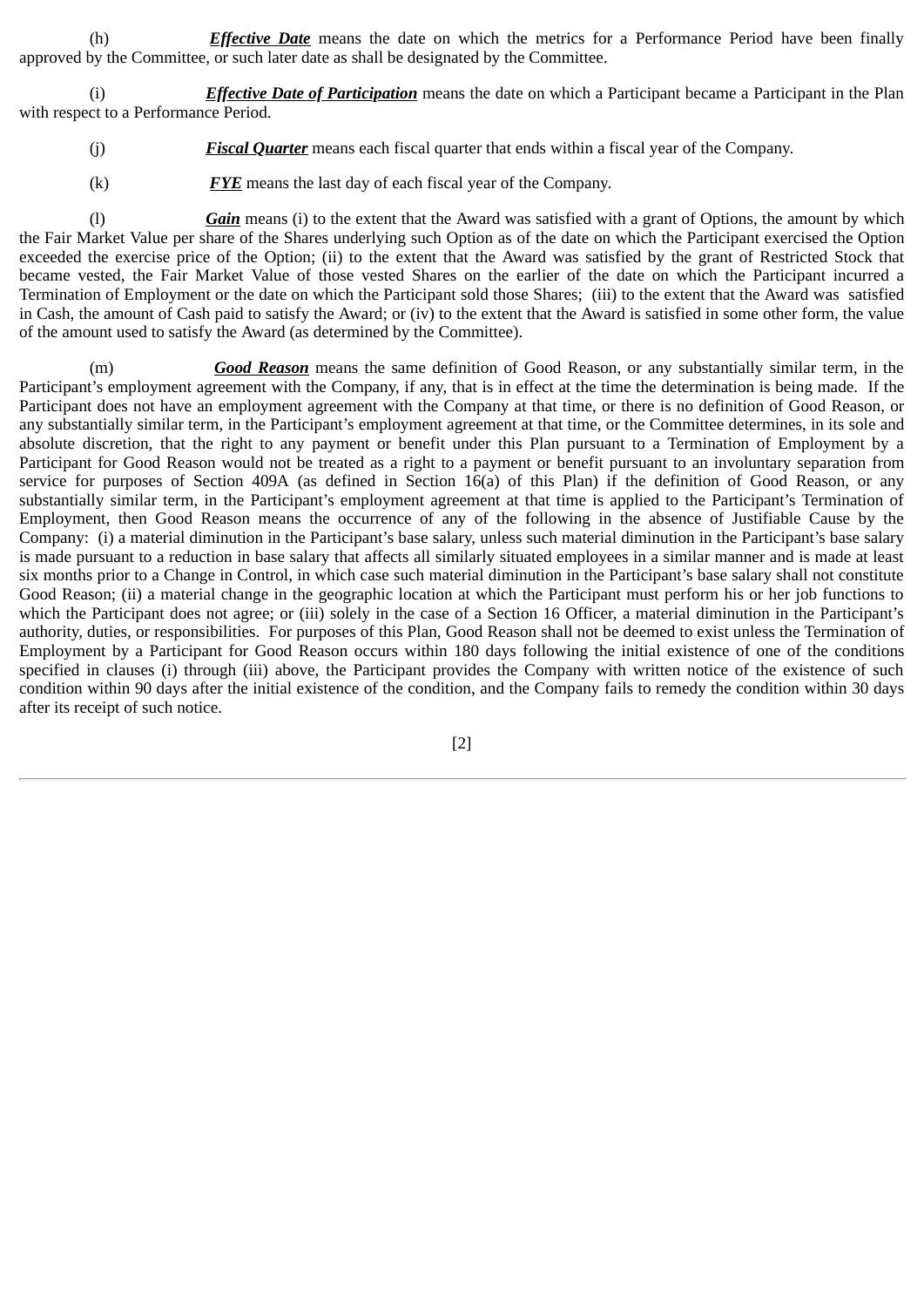(h) ***Effective Date*** means the date on which the metrics for a Performance Period have been finally approved by the Committee, or such later date as shall be designated by the Committee.

(i) ***Effective Date of Participation*** means the date on which a Participant became a Participant in the Plan with respect to a Performance Period.

(j) ***Fiscal Quarter*** means each fiscal quarter that ends within a fiscal year of the Company.

(k) ***FYE*** means the last day of each fiscal year of the Company.

(l) ***Gain*** means (i) to the extent that the Award was satisfied with a grant of Options, the amount by which the Fair Market Value per share of the Shares underlying such Option as of the date on which the Participant exercised the Option exceeded the exercise price of the Option; (ii) to the extent that the Award was satisfied by the grant of Restricted Stock that became vested, the Fair Market Value of those vested Shares on the earlier of the date on which the Participant incurred a Termination of Employment or the date on which the Participant sold those Shares; (iii) to the extent that the Award was satisfied in Cash, the amount of Cash paid to satisfy the Award; or (iv) to the extent that the Award is satisfied in some other form, the value of the amount used to satisfy the Award (as determined by the Committee).

(m) ***Good Reason*** means the same definition of Good Reason, or any substantially similar term, in the Participant's employment agreement with the Company, if any, that is in effect at the time the determination is being made. If the Participant does not have an employment agreement with the Company at that time, or there is no definition of Good Reason, or any substantially similar term, in the Participant's employment agreement at that time, or the Committee determines, in its sole and absolute discretion, that the right to any payment or benefit under this Plan pursuant to a Termination of Employment by a Participant for Good Reason would not be treated as a right to a payment or benefit pursuant to an involuntary separation from service for purposes of Section 409A (as defined in Section 16(a) of this Plan) if the definition of Good Reason, or any substantially similar term, in the Participant's employment agreement at that time is applied to the Participant's Termination of Employment, then Good Reason means the occurrence of any of the following in the absence of Justifiable Cause by the Company: (i) a material diminution in the Participant's base salary, unless such material diminution in the Participant's base salary is made pursuant to a reduction in base salary that affects all similarly situated employees in a similar manner and is made at least six months prior to a Change in Control, in which case such material diminution in the Participant's base salary shall not constitute Good Reason; (ii) a material change in the geographic location at which the Participant must perform his or her job functions to which the Participant does not agree; or (iii) solely in the case of a Section 16 Officer, a material diminution in the Participant's authority, duties, or responsibilities. For purposes of this Plan, Good Reason shall not be deemed to exist unless the Termination of Employment by a Participant for Good Reason occurs within 180 days following the initial existence of one of the conditions specified in clauses (i) through (iii) above, the Participant provides the Company with written notice of the existence of such condition within 90 days after the initial existence of the condition, and the Company fails to remedy the condition within 30 days after its receipt of such notice.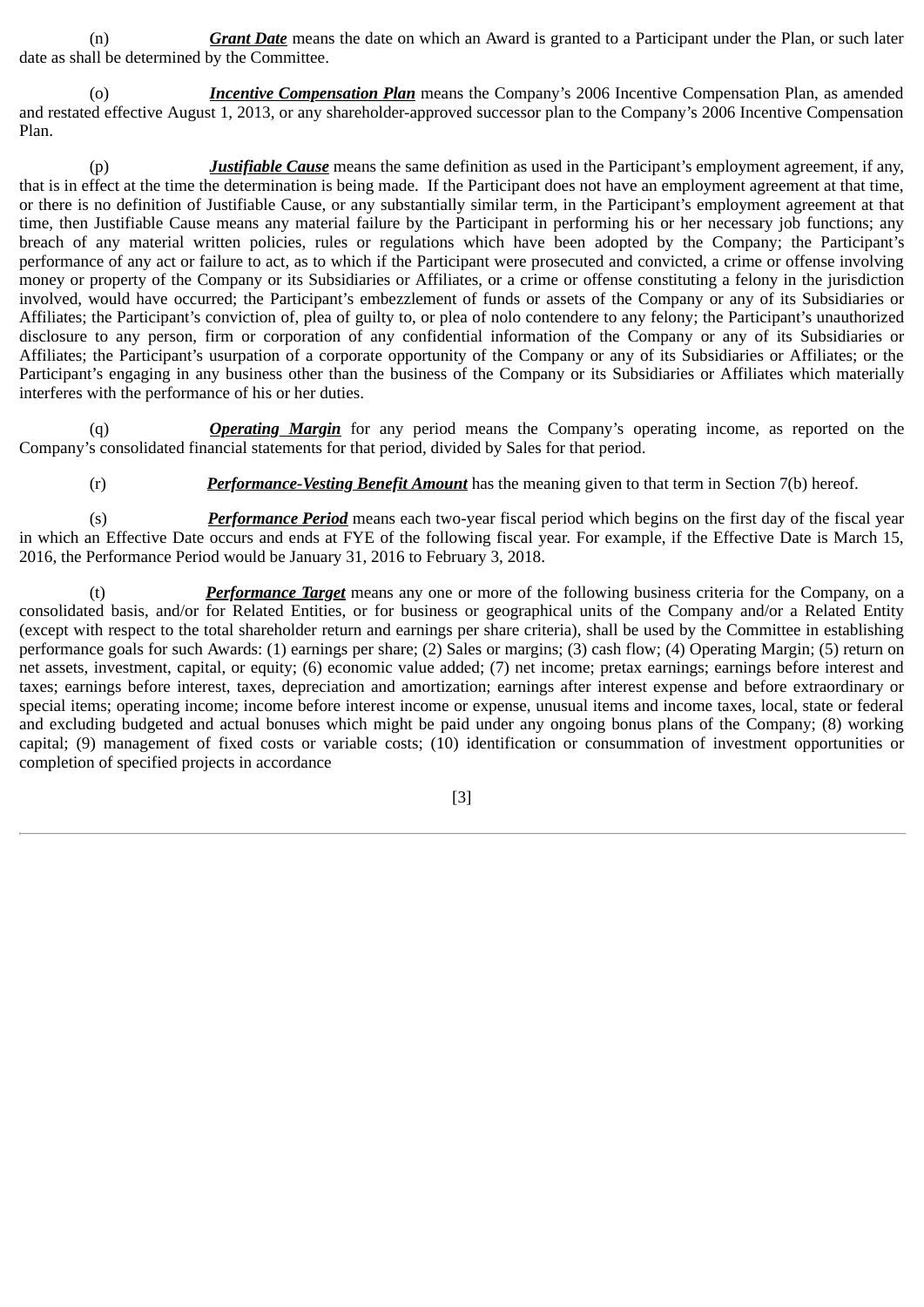(n) ***Grant Date*** means the date on which an Award is granted to a Participant under the Plan, or such later date as shall be determined by the Committee.

(o) ***Incentive Compensation Plan*** means the Company's 2006 Incentive Compensation Plan, as amended and restated effective August 1, 2013, or any shareholder-approved successor plan to the Company's 2006 Incentive Compensation Plan.

(p) ***Justifiable Cause*** means the same definition as used in the Participant's employment agreement, if any, that is in effect at the time the determination is being made. If the Participant does not have an employment agreement at that time, or there is no definition of Justifiable Cause, or any substantially similar term, in the Participant's employment agreement at that time, then Justifiable Cause means any material failure by the Participant in performing his or her necessary job functions; any breach of any material written policies, rules or regulations which have been adopted by the Company; the Participant's performance of any act or failure to act, as to which if the Participant were prosecuted and convicted, a crime or offense involving money or property of the Company or its Subsidiaries or Affiliates, or a crime or offense constituting a felony in the jurisdiction involved, would have occurred; the Participant's embezzlement of funds or assets of the Company or any of its Subsidiaries or Affiliates; the Participant's conviction of, plea of guilty to, or plea of nolo contendere to any felony; the Participant's unauthorized disclosure to any person, firm or corporation of any confidential information of the Company or any of its Subsidiaries or Affiliates; the Participant's usurpation of a corporate opportunity of the Company or any of its Subsidiaries or Affiliates; or the Participant's engaging in any business other than the business of the Company or its Subsidiaries or Affiliates which materially interferes with the performance of his or her duties.

(q) ***Operating Margin*** for any period means the Company's operating income, as reported on the Company's consolidated financial statements for that period, divided by Sales for that period.

(r) ***Performance-Vesting Benefit Amount*** has the meaning given to that term in Section 7(b) hereof.

(s) ***Performance Period*** means each two-year fiscal period which begins on the first day of the fiscal year in which an Effective Date occurs and ends at FYE of the following fiscal year. For example, if the Effective Date is March 15, 2016, the Performance Period would be January 31, 2016 to February 3, 2018.

(t) ***Performance Target*** means any one or more of the following business criteria for the Company, on a consolidated basis, and/or for Related Entities, or for business or geographical units of the Company and/or a Related Entity (except with respect to the total shareholder return and earnings per share criteria), shall be used by the Committee in establishing performance goals for such Awards: (1) earnings per share; (2) Sales or margins; (3) cash flow; (4) Operating Margin; (5) return on net assets, investment, capital, or equity; (6) economic value added; (7) net income; pretax earnings; earnings before interest and taxes; earnings before interest, taxes, depreciation and amortization; earnings after interest expense and before extraordinary or special items; operating income; income before interest income or expense, unusual items and income taxes, local, state or federal and excluding budgeted and actual bonuses which might be paid under any ongoing bonus plans of the Company; (8) working capital; (9) management of fixed costs or variable costs; (10) identification or consummation of investment opportunities or completion of specified projects in accordance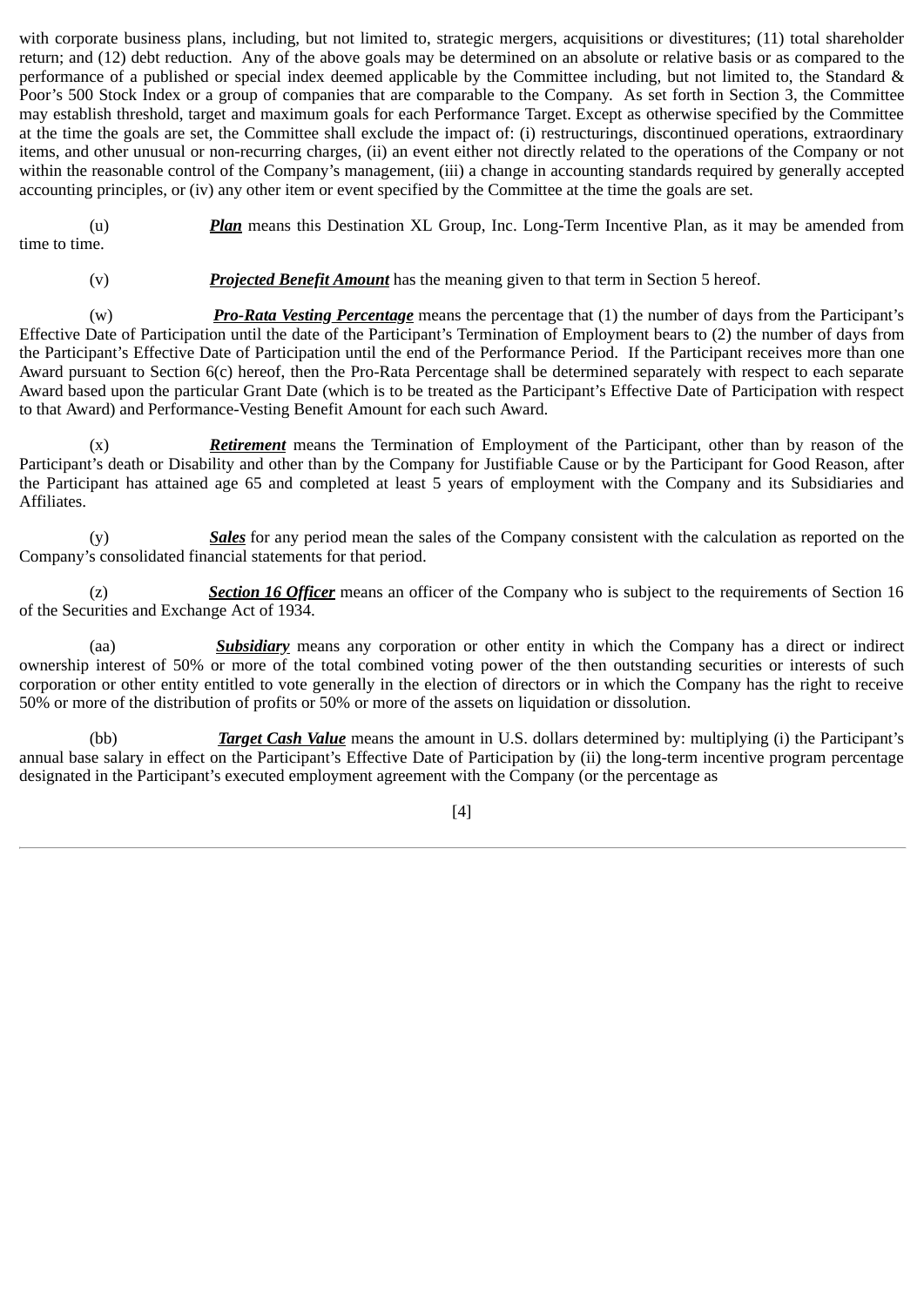with corporate business plans, including, but not limited to, strategic mergers, acquisitions or divestitures; (11) total shareholder return; and (12) debt reduction. Any of the above goals may be determined on an absolute or relative basis or as compared to the performance of a published or special index deemed applicable by the Committee including, but not limited to, the Standard & Poor's 500 Stock Index or a group of companies that are comparable to the Company. As set forth in Section 3, the Committee may establish threshold, target and maximum goals for each Performance Target. Except as otherwise specified by the Committee at the time the goals are set, the Committee shall exclude the impact of: (i) restructurings, discontinued operations, extraordinary items, and other unusual or non-recurring charges, (ii) an event either not directly related to the operations of the Company or not within the reasonable control of the Company's management, (iii) a change in accounting standards required by generally accepted accounting principles, or (iv) any other item or event specified by the Committee at the time the goals are set.

(u) ***Plan*** means this Destination XL Group, Inc. Long-Term Incentive Plan, as it may be amended from time to time.

(v) ***Projected Benefit Amount*** has the meaning given to that term in Section 5 hereof.

(w) ***Pro-Rata Vesting Percentage*** means the percentage that (1) the number of days from the Participant's Effective Date of Participation until the date of the Participant's Termination of Employment bears to (2) the number of days from the Participant's Effective Date of Participation until the end of the Performance Period. If the Participant receives more than one Award pursuant to Section 6(c) hereof, then the Pro-Rata Percentage shall be determined separately with respect to each separate Award based upon the particular Grant Date (which is to be treated as the Participant's Effective Date of Participation with respect to that Award) and Performance-Vesting Benefit Amount for each such Award.

(x) ***Retirement*** means the Termination of Employment of the Participant, other than by reason of the Participant's death or Disability and other than by the Company for Justifiable Cause or by the Participant for Good Reason, after the Participant has attained age 65 and completed at least 5 years of employment with the Company and its Subsidiaries and Affiliates.

(y) ***Sales*** for any period mean the sales of the Company consistent with the calculation as reported on the Company's consolidated financial statements for that period.

(z) ***Section 16 Officer*** means an officer of the Company who is subject to the requirements of Section 16 of the Securities and Exchange Act of 1934.

(aa) ***Subsidiary*** means any corporation or other entity in which the Company has a direct or indirect ownership interest of 50% or more of the total combined voting power of the then outstanding securities or interests of such corporation or other entity entitled to vote generally in the election of directors or in which the Company has the right to receive 50% or more of the distribution of profits or 50% or more of the assets on liquidation or dissolution.

(bb) ***Target Cash Value*** means the amount in U.S. dollars determined by: multiplying (i) the Participant's annual base salary in effect on the Participant's Effective Date of Participation by (ii) the long-term incentive program percentage designated in the Participant's executed employment agreement with the Company (or the percentage as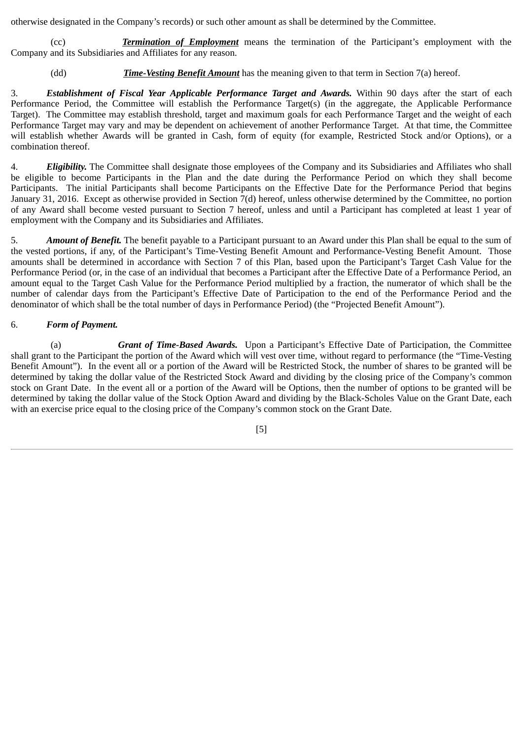otherwise designated in the Company's records) or such other amount as shall be determined by the Committee.

(cc) ***Termination of Employment*** means the termination of the Participant's employment with the Company and its Subsidiaries and Affiliates for any reason.

(dd) ***Time-Vesting Benefit Amount*** has the meaning given to that term in Section 7(a) hereof.

3. ***Establishment of Fiscal Year Applicable Performance Target and Awards.*** Within 90 days after the start of each Performance Period, the Committee will establish the Performance Target(s) (in the aggregate, the Applicable Performance Target). The Committee may establish threshold, target and maximum goals for each Performance Target and the weight of each Performance Target may vary and may be dependent on achievement of another Performance Target. At that time, the Committee will establish whether Awards will be granted in Cash, form of equity (for example, Restricted Stock and/or Options), or a combination thereof.

4. ***Eligibility.*** The Committee shall designate those employees of the Company and its Subsidiaries and Affiliates who shall be eligible to become Participants in the Plan and the date during the Performance Period on which they shall become Participants. The initial Participants shall become Participants on the Effective Date for the Performance Period that begins January 31, 2016. Except as otherwise provided in Section 7(d) hereof, unless otherwise determined by the Committee, no portion of any Award shall become vested pursuant to Section 7 hereof, unless and until a Participant has completed at least 1 year of employment with the Company and its Subsidiaries and Affiliates.

5. ***Amount of Benefit.*** The benefit payable to a Participant pursuant to an Award under this Plan shall be equal to the sum of the vested portions, if any, of the Participant's Time-Vesting Benefit Amount and Performance-Vesting Benefit Amount. Those amounts shall be determined in accordance with Section 7 of this Plan, based upon the Participant's Target Cash Value for the Performance Period (or, in the case of an individual that becomes a Participant after the Effective Date of a Performance Period, an amount equal to the Target Cash Value for the Performance Period multiplied by a fraction, the numerator of which shall be the number of calendar days from the Participant's Effective Date of Participation to the end of the Performance Period and the denominator of which shall be the total number of days in Performance Period) (the "Projected Benefit Amount").

6. ***Form of Payment.***

(a) ***Grant of Time-Based Awards.*** Upon a Participant's Effective Date of Participation, the Committee shall grant to the Participant the portion of the Award which will vest over time, without regard to performance (the "Time-Vesting Benefit Amount"). In the event all or a portion of the Award will be Restricted Stock, the number of shares to be granted will be determined by taking the dollar value of the Restricted Stock Award and dividing by the closing price of the Company's common stock on Grant Date. In the event all or a portion of the Award will be Options, then the number of options to be granted will be determined by taking the dollar value of the Stock Option Award and dividing by the Black-Scholes Value on the Grant Date, each with an exercise price equal to the closing price of the Company's common stock on the Grant Date.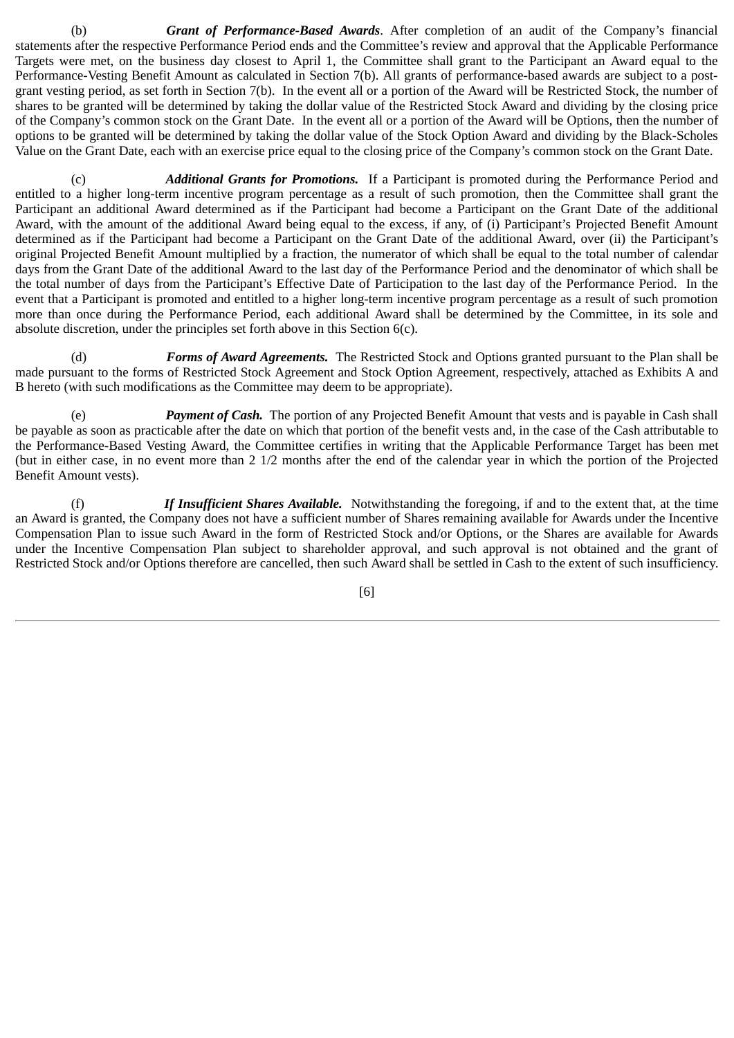(b) ***Grant of Performance-Based Awards***. After completion of an audit of the Company's financial statements after the respective Performance Period ends and the Committee's review and approval that the Applicable Performance Targets were met, on the business day closest to April 1, the Committee shall grant to the Participant an Award equal to the Performance-Vesting Benefit Amount as calculated in Section 7(b). All grants of performance-based awards are subject to a post-grant vesting period, as set forth in Section 7(b). In the event all or a portion of the Award will be Restricted Stock, the number of shares to be granted will be determined by taking the dollar value of the Restricted Stock Award and dividing by the closing price of the Company's common stock on the Grant Date. In the event all or a portion of the Award will be Options, then the number of options to be granted will be determined by taking the dollar value of the Stock Option Award and dividing by the Black-Scholes Value on the Grant Date, each with an exercise price equal to the closing price of the Company's common stock on the Grant Date.

(c) ***Additional Grants for Promotions.*** If a Participant is promoted during the Performance Period and entitled to a higher long-term incentive program percentage as a result of such promotion, then the Committee shall grant the Participant an additional Award determined as if the Participant had become a Participant on the Grant Date of the additional Award, with the amount of the additional Award being equal to the excess, if any, of (i) Participant's Projected Benefit Amount determined as if the Participant had become a Participant on the Grant Date of the additional Award, over (ii) the Participant's original Projected Benefit Amount multiplied by a fraction, the numerator of which shall be equal to the total number of calendar days from the Grant Date of the additional Award to the last day of the Performance Period and the denominator of which shall be the total number of days from the Participant's Effective Date of Participation to the last day of the Performance Period. In the event that a Participant is promoted and entitled to a higher long-term incentive program percentage as a result of such promotion more than once during the Performance Period, each additional Award shall be determined by the Committee, in its sole and absolute discretion, under the principles set forth above in this Section 6(c).

(d) ***Forms of Award Agreements.*** The Restricted Stock and Options granted pursuant to the Plan shall be made pursuant to the forms of Restricted Stock Agreement and Stock Option Agreement, respectively, attached as Exhibits A and B hereto (with such modifications as the Committee may deem to be appropriate).

(e) ***Payment of Cash.*** The portion of any Projected Benefit Amount that vests and is payable in Cash shall be payable as soon as practicable after the date on which that portion of the benefit vests and, in the case of the Cash attributable to the Performance-Based Vesting Award, the Committee certifies in writing that the Applicable Performance Target has been met (but in either case, in no event more than 2 1/2 months after the end of the calendar year in which the portion of the Projected Benefit Amount vests).

(f) ***If Insufficient Shares Available.*** Notwithstanding the foregoing, if and to the extent that, at the time an Award is granted, the Company does not have a sufficient number of Shares remaining available for Awards under the Incentive Compensation Plan to issue such Award in the form of Restricted Stock and/or Options, or the Shares are available for Awards under the Incentive Compensation Plan subject to shareholder approval, and such approval is not obtained and the grant of Restricted Stock and/or Options therefore are cancelled, then such Award shall be settled in Cash to the extent of such insufficiency.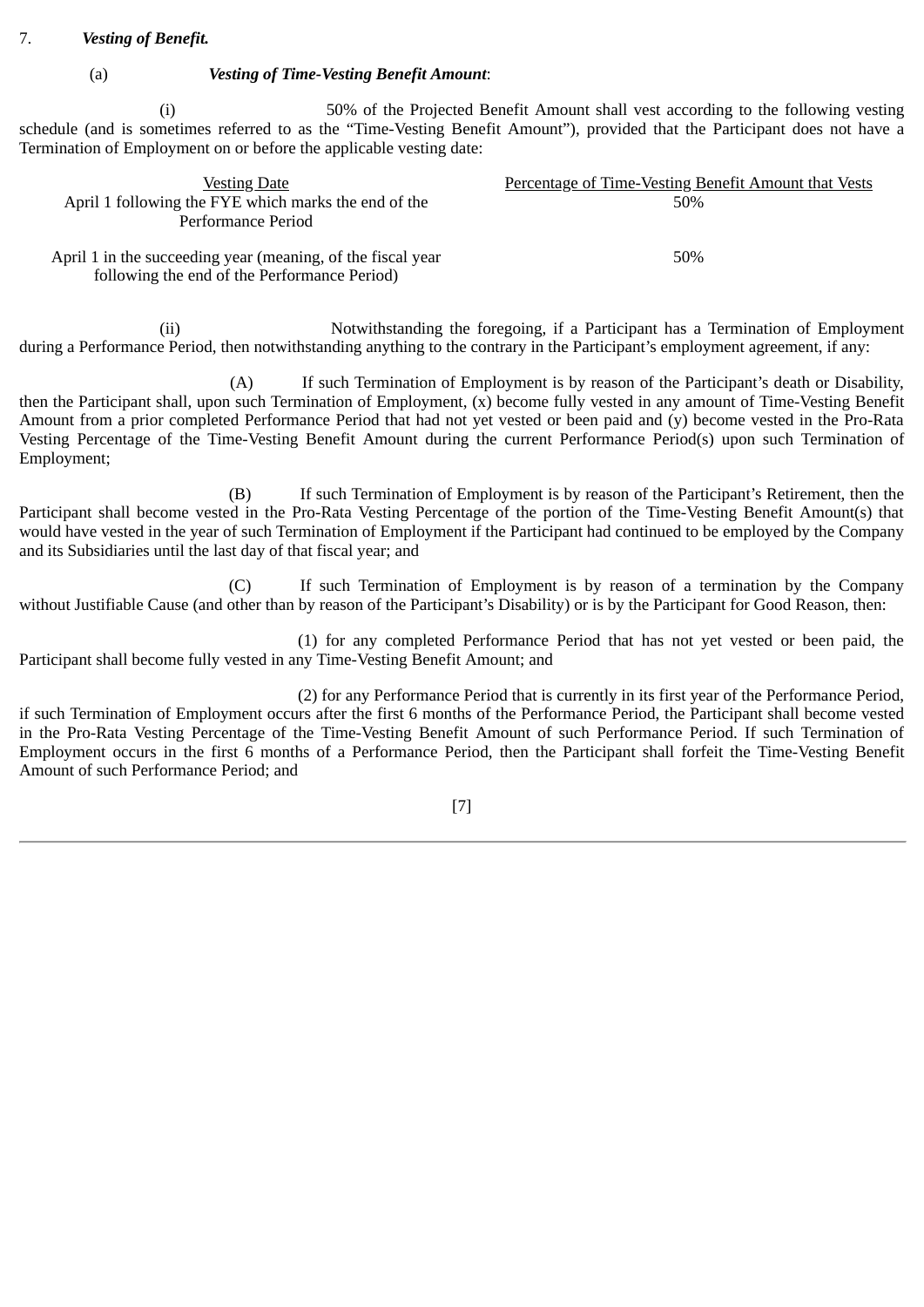7. ***Vesting of Benefit.***

(a) ***Vesting of Time-Vesting Benefit Amount***:

(i) 50% of the Projected Benefit Amount shall vest according to the following vesting schedule (and is sometimes referred to as the "Time-Vesting Benefit Amount"), provided that the Participant does not have a Termination of Employment on or before the applicable vesting date:

| Vesting Date | Percentage of Time-Vesting Benefit Amount that Vests |
|---|---|
| April 1 following the FYE which marks the end of the Performance Period | 50% |
| April 1 in the succeeding year (meaning, of the fiscal year following the end of the Performance Period) | 50% |

(ii) Notwithstanding the foregoing, if a Participant has a Termination of Employment during a Performance Period, then notwithstanding anything to the contrary in the Participant's employment agreement, if any:

(A) If such Termination of Employment is by reason of the Participant's death or Disability, then the Participant shall, upon such Termination of Employment, (x) become fully vested in any amount of Time-Vesting Benefit Amount from a prior completed Performance Period that had not yet vested or been paid and (y) become vested in the Pro-Rata Vesting Percentage of the Time-Vesting Benefit Amount during the current Performance Period(s) upon such Termination of Employment;

(B) If such Termination of Employment is by reason of the Participant's Retirement, then the Participant shall become vested in the Pro-Rata Vesting Percentage of the portion of the Time-Vesting Benefit Amount(s) that would have vested in the year of such Termination of Employment if the Participant had continued to be employed by the Company and its Subsidiaries until the last day of that fiscal year; and

(C) If such Termination of Employment is by reason of a termination by the Company without Justifiable Cause (and other than by reason of the Participant's Disability) or is by the Participant for Good Reason, then:

(1) for any completed Performance Period that has not yet vested or been paid, the Participant shall become fully vested in any Time-Vesting Benefit Amount; and

(2) for any Performance Period that is currently in its first year of the Performance Period, if such Termination of Employment occurs after the first 6 months of the Performance Period, the Participant shall become vested in the Pro-Rata Vesting Percentage of the Time-Vesting Benefit Amount of such Performance Period. If such Termination of Employment occurs in the first 6 months of a Performance Period, then the Participant shall forfeit the Time-Vesting Benefit Amount of such Performance Period; and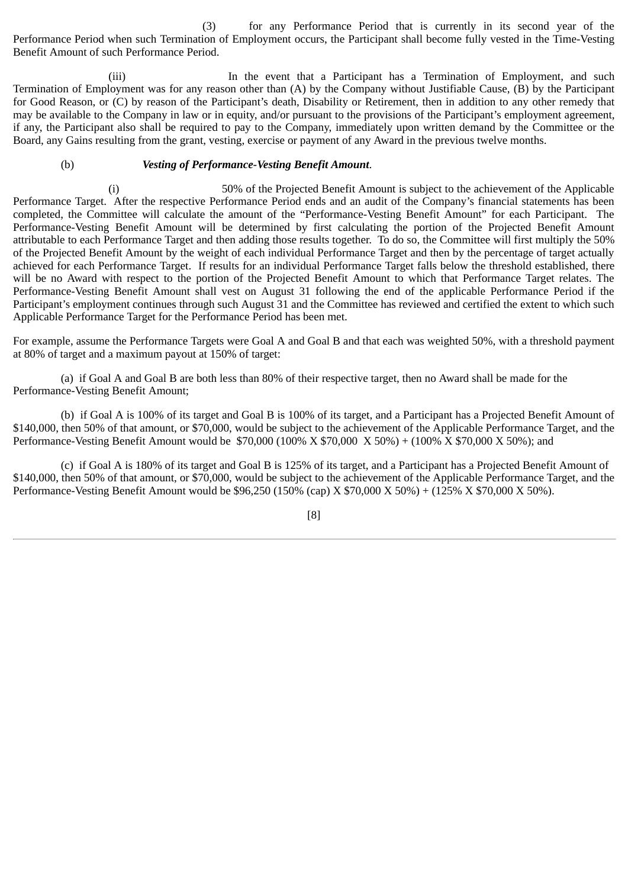(3) for any Performance Period that is currently in its second year of the Performance Period when such Termination of Employment occurs, the Participant shall become fully vested in the Time-Vesting Benefit Amount of such Performance Period.

(iii) In the event that a Participant has a Termination of Employment, and such Termination of Employment was for any reason other than (A) by the Company without Justifiable Cause, (B) by the Participant for Good Reason, or (C) by reason of the Participant's death, Disability or Retirement, then in addition to any other remedy that may be available to the Company in law or in equity, and/or pursuant to the provisions of the Participant's employment agreement, if any, the Participant also shall be required to pay to the Company, immediately upon written demand by the Committee or the Board, any Gains resulting from the grant, vesting, exercise or payment of any Award in the previous twelve months.

(b) ***Vesting of Performance-Vesting Benefit Amount***.

(i) 50% of the Projected Benefit Amount is subject to the achievement of the Applicable Performance Target. After the respective Performance Period ends and an audit of the Company's financial statements has been completed, the Committee will calculate the amount of the "Performance-Vesting Benefit Amount" for each Participant. The Performance-Vesting Benefit Amount will be determined by first calculating the portion of the Projected Benefit Amount attributable to each Performance Target and then adding those results together. To do so, the Committee will first multiply the 50% of the Projected Benefit Amount by the weight of each individual Performance Target and then by the percentage of target actually achieved for each Performance Target. If results for an individual Performance Target falls below the threshold established, there will be no Award with respect to the portion of the Projected Benefit Amount to which that Performance Target relates. The Performance-Vesting Benefit Amount shall vest on August 31 following the end of the applicable Performance Period if the Participant's employment continues through such August 31 and the Committee has reviewed and certified the extent to which such Applicable Performance Target for the Performance Period has been met.

For example, assume the Performance Targets were Goal A and Goal B and that each was weighted 50%, with a threshold payment at 80% of target and a maximum payout at 150% of target:

(a) if Goal A and Goal B are both less than 80% of their respective target, then no Award shall be made for the Performance-Vesting Benefit Amount;

(b) if Goal A is 100% of its target and Goal B is 100% of its target, and a Participant has a Projected Benefit Amount of $140,000, then 50% of that amount, or $70,000, would be subject to the achievement of the Applicable Performance Target, and the Performance-Vesting Benefit Amount would be $70,000 (100% X $70,000 X 50%) + (100% X $70,000 X 50%); and

(c) if Goal A is 180% of its target and Goal B is 125% of its target, and a Participant has a Projected Benefit Amount of $140,000, then 50% of that amount, or $70,000, would be subject to the achievement of the Applicable Performance Target, and the Performance-Vesting Benefit Amount would be $96,250 (150% (cap) X $70,000 X 50%) + (125% X $70,000 X 50%).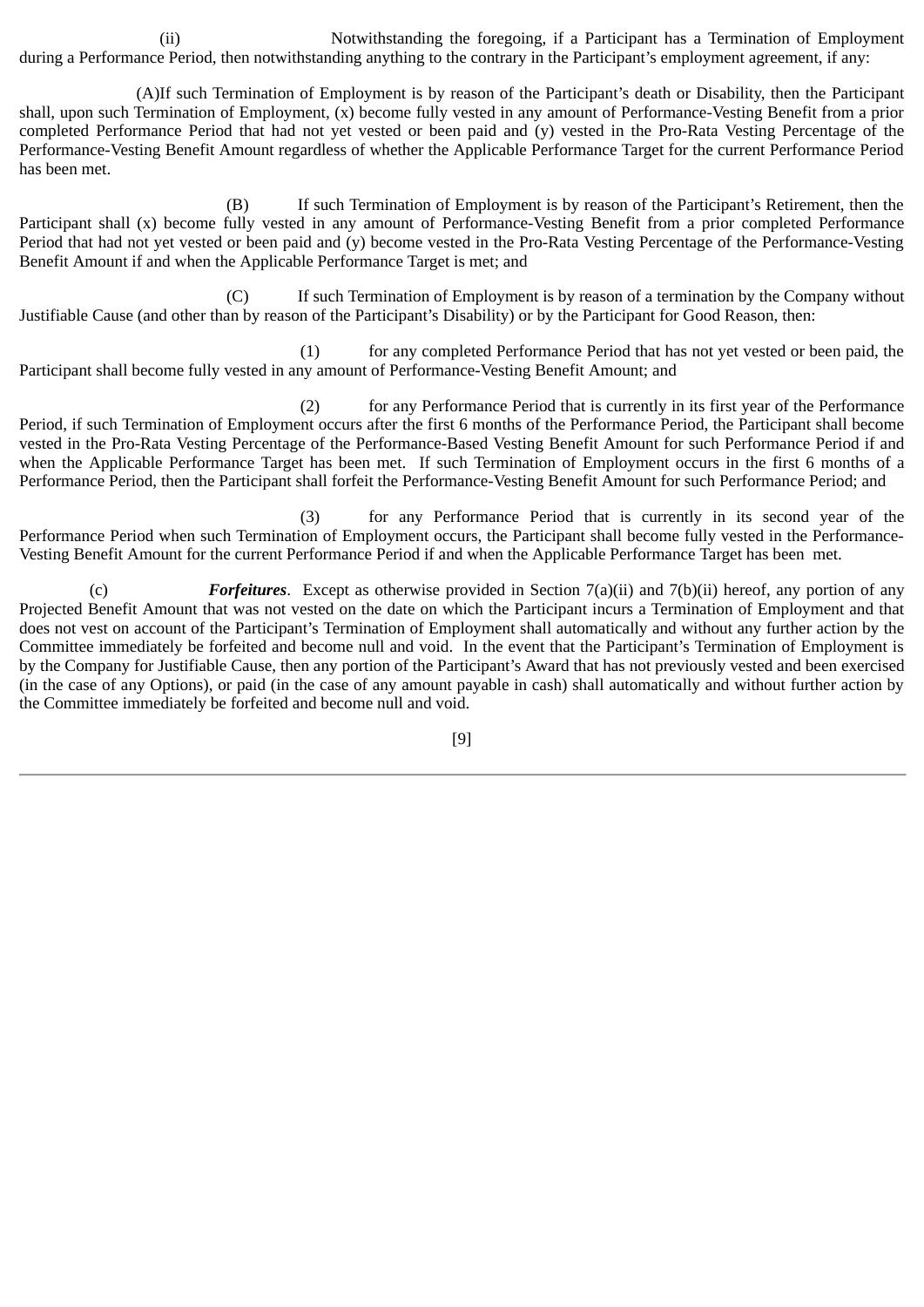(ii) Notwithstanding the foregoing, if a Participant has a Termination of Employment during a Performance Period, then notwithstanding anything to the contrary in the Participant's employment agreement, if any:

(A)If such Termination of Employment is by reason of the Participant's death or Disability, then the Participant shall, upon such Termination of Employment, (x) become fully vested in any amount of Performance-Vesting Benefit from a prior completed Performance Period that had not yet vested or been paid and (y) vested in the Pro-Rata Vesting Percentage of the Performance-Vesting Benefit Amount regardless of whether the Applicable Performance Target for the current Performance Period has been met.

(B) If such Termination of Employment is by reason of the Participant's Retirement, then the Participant shall (x) become fully vested in any amount of Performance-Vesting Benefit from a prior completed Performance Period that had not yet vested or been paid and (y) become vested in the Pro-Rata Vesting Percentage of the Performance-Vesting Benefit Amount if and when the Applicable Performance Target is met; and

(C) If such Termination of Employment is by reason of a termination by the Company without Justifiable Cause (and other than by reason of the Participant's Disability) or by the Participant for Good Reason, then:

(1) for any completed Performance Period that has not yet vested or been paid, the Participant shall become fully vested in any amount of Performance-Vesting Benefit Amount; and

(2) for any Performance Period that is currently in its first year of the Performance Period, if such Termination of Employment occurs after the first 6 months of the Performance Period, the Participant shall become vested in the Pro-Rata Vesting Percentage of the Performance-Based Vesting Benefit Amount for such Performance Period if and when the Applicable Performance Target has been met. If such Termination of Employment occurs in the first 6 months of a Performance Period, then the Participant shall forfeit the Performance-Vesting Benefit Amount for such Performance Period; and

(3) for any Performance Period that is currently in its second year of the Performance Period when such Termination of Employment occurs, the Participant shall become fully vested in the Performance-Vesting Benefit Amount for the current Performance Period if and when the Applicable Performance Target has been met.

(c) ***Forfeitures***. Except as otherwise provided in Section 7(a)(ii) and 7(b)(ii) hereof, any portion of any Projected Benefit Amount that was not vested on the date on which the Participant incurs a Termination of Employment and that does not vest on account of the Participant's Termination of Employment shall automatically and without any further action by the Committee immediately be forfeited and become null and void. In the event that the Participant's Termination of Employment is by the Company for Justifiable Cause, then any portion of the Participant's Award that has not previously vested and been exercised (in the case of any Options), or paid (in the case of any amount payable in cash) shall automatically and without further action by the Committee immediately be forfeited and become null and void.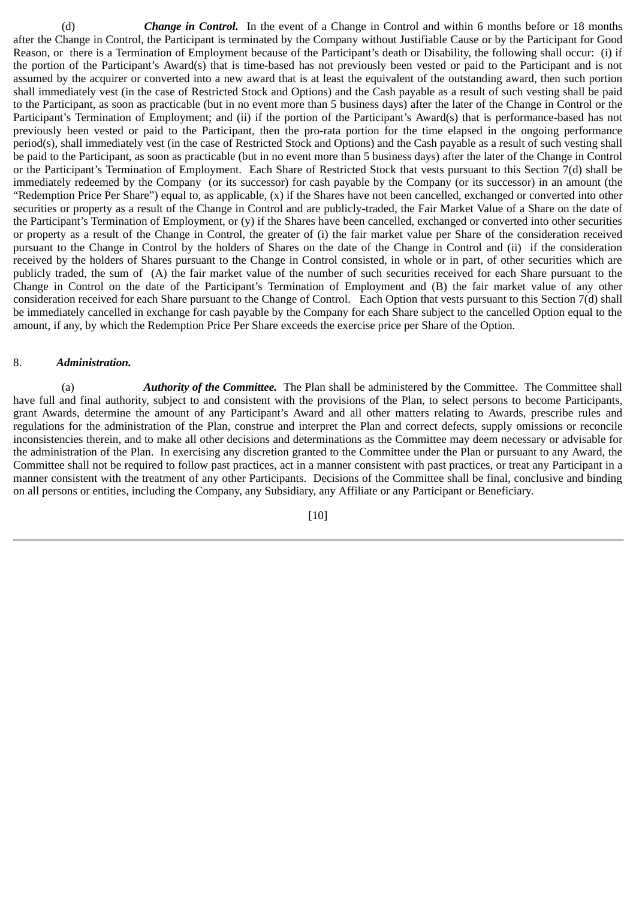(d) ***Change in Control.*** In the event of a Change in Control and within 6 months before or 18 months after the Change in Control, the Participant is terminated by the Company without Justifiable Cause or by the Participant for Good Reason, or there is a Termination of Employment because of the Participant's death or Disability, the following shall occur: (i) if the portion of the Participant's Award(s) that is time-based has not previously been vested or paid to the Participant and is not assumed by the acquirer or converted into a new award that is at least the equivalent of the outstanding award, then such portion shall immediately vest (in the case of Restricted Stock and Options) and the Cash payable as a result of such vesting shall be paid to the Participant, as soon as practicable (but in no event more than 5 business days) after the later of the Change in Control or the Participant's Termination of Employment; and (ii) if the portion of the Participant's Award(s) that is performance-based has not previously been vested or paid to the Participant, then the pro-rata portion for the time elapsed in the ongoing performance period(s), shall immediately vest (in the case of Restricted Stock and Options) and the Cash payable as a result of such vesting shall be paid to the Participant, as soon as practicable (but in no event more than 5 business days) after the later of the Change in Control or the Participant's Termination of Employment. Each Share of Restricted Stock that vests pursuant to this Section 7(d) shall be immediately redeemed by the Company (or its successor) for cash payable by the Company (or its successor) in an amount (the "Redemption Price Per Share") equal to, as applicable, (x) if the Shares have not been cancelled, exchanged or converted into other securities or property as a result of the Change in Control and are publicly-traded, the Fair Market Value of a Share on the date of the Participant's Termination of Employment, or (y) if the Shares have been cancelled, exchanged or converted into other securities or property as a result of the Change in Control, the greater of (i) the fair market value per Share of the consideration received pursuant to the Change in Control by the holders of Shares on the date of the Change in Control and (ii) if the consideration received by the holders of Shares pursuant to the Change in Control consisted, in whole or in part, of other securities which are publicly traded, the sum of (A) the fair market value of the number of such securities received for each Share pursuant to the Change in Control on the date of the Participant's Termination of Employment and (B) the fair market value of any other consideration received for each Share pursuant to the Change of Control. Each Option that vests pursuant to this Section 7(d) shall be immediately cancelled in exchange for cash payable by the Company for each Share subject to the cancelled Option equal to the amount, if any, by which the Redemption Price Per Share exceeds the exercise price per Share of the Option.

8. ***Administration.***

(a) ***Authority of the Committee.*** The Plan shall be administered by the Committee. The Committee shall have full and final authority, subject to and consistent with the provisions of the Plan, to select persons to become Participants, grant Awards, determine the amount of any Participant's Award and all other matters relating to Awards, prescribe rules and regulations for the administration of the Plan, construe and interpret the Plan and correct defects, supply omissions or reconcile inconsistencies therein, and to make all other decisions and determinations as the Committee may deem necessary or advisable for the administration of the Plan. In exercising any discretion granted to the Committee under the Plan or pursuant to any Award, the Committee shall not be required to follow past practices, act in a manner consistent with past practices, or treat any Participant in a manner consistent with the treatment of any other Participants. Decisions of the Committee shall be final, conclusive and binding on all persons or entities, including the Company, any Subsidiary, any Affiliate or any Participant or Beneficiary.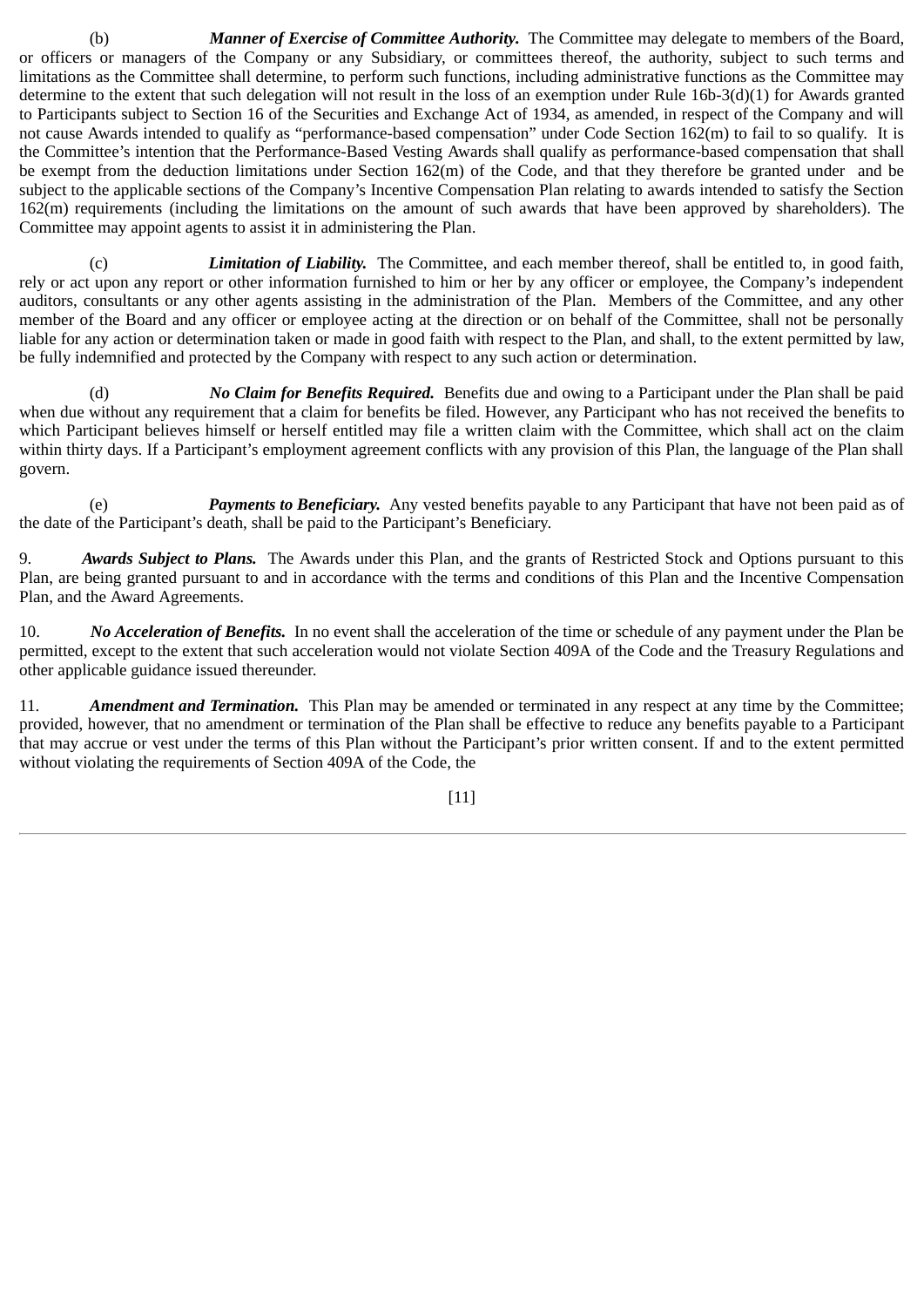(b) ***Manner of Exercise of Committee Authority.*** The Committee may delegate to members of the Board, or officers or managers of the Company or any Subsidiary, or committees thereof, the authority, subject to such terms and limitations as the Committee shall determine, to perform such functions, including administrative functions as the Committee may determine to the extent that such delegation will not result in the loss of an exemption under Rule 16b-3(d)(1) for Awards granted to Participants subject to Section 16 of the Securities and Exchange Act of 1934, as amended, in respect of the Company and will not cause Awards intended to qualify as "performance-based compensation" under Code Section 162(m) to fail to so qualify. It is the Committee's intention that the Performance-Based Vesting Awards shall qualify as performance-based compensation that shall be exempt from the deduction limitations under Section 162(m) of the Code, and that they therefore be granted under and be subject to the applicable sections of the Company's Incentive Compensation Plan relating to awards intended to satisfy the Section 162(m) requirements (including the limitations on the amount of such awards that have been approved by shareholders). The Committee may appoint agents to assist it in administering the Plan.

(c) ***Limitation of Liability.*** The Committee, and each member thereof, shall be entitled to, in good faith, rely or act upon any report or other information furnished to him or her by any officer or employee, the Company's independent auditors, consultants or any other agents assisting in the administration of the Plan. Members of the Committee, and any other member of the Board and any officer or employee acting at the direction or on behalf of the Committee, shall not be personally liable for any action or determination taken or made in good faith with respect to the Plan, and shall, to the extent permitted by law, be fully indemnified and protected by the Company with respect to any such action or determination.

(d) ***No Claim for Benefits Required.*** Benefits due and owing to a Participant under the Plan shall be paid when due without any requirement that a claim for benefits be filed. However, any Participant who has not received the benefits to which Participant believes himself or herself entitled may file a written claim with the Committee, which shall act on the claim within thirty days. If a Participant's employment agreement conflicts with any provision of this Plan, the language of the Plan shall govern.

(e) ***Payments to Beneficiary.*** Any vested benefits payable to any Participant that have not been paid as of the date of the Participant's death, shall be paid to the Participant's Beneficiary.

9. ***Awards Subject to Plans.*** The Awards under this Plan, and the grants of Restricted Stock and Options pursuant to this Plan, are being granted pursuant to and in accordance with the terms and conditions of this Plan and the Incentive Compensation Plan, and the Award Agreements.

10. ***No Acceleration of Benefits.*** In no event shall the acceleration of the time or schedule of any payment under the Plan be permitted, except to the extent that such acceleration would not violate Section 409A of the Code and the Treasury Regulations and other applicable guidance issued thereunder.

11. ***Amendment and Termination.*** This Plan may be amended or terminated in any respect at any time by the Committee; provided, however, that no amendment or termination of the Plan shall be effective to reduce any benefits payable to a Participant that may accrue or vest under the terms of this Plan without the Participant's prior written consent. If and to the extent permitted without violating the requirements of Section 409A of the Code, the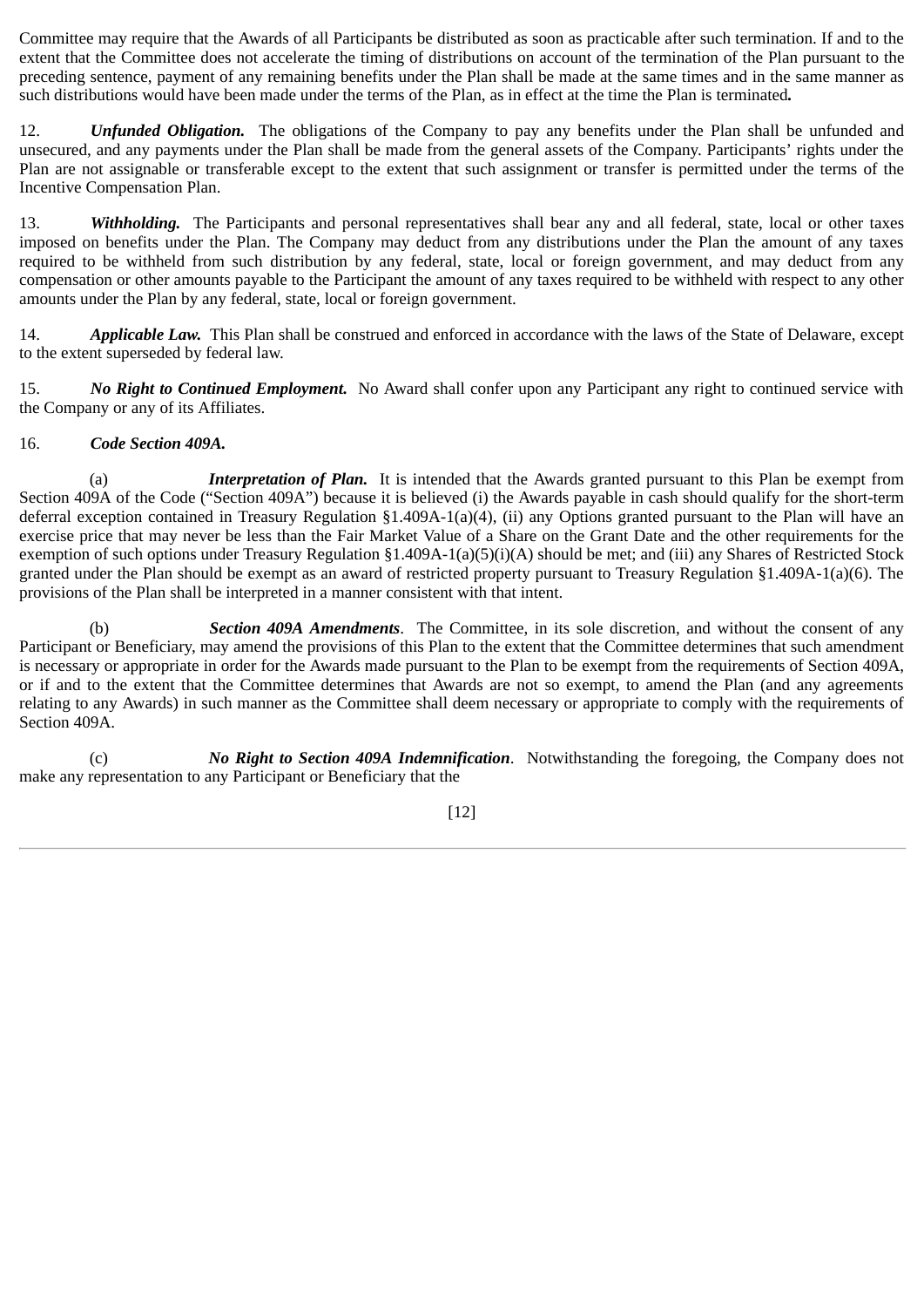Committee may require that the Awards of all Participants be distributed as soon as practicable after such termination. If and to the extent that the Committee does not accelerate the timing of distributions on account of the termination of the Plan pursuant to the preceding sentence, payment of any remaining benefits under the Plan shall be made at the same times and in the same manner as such distributions would have been made under the terms of the Plan, as in effect at the time the Plan is terminated**.**

12. ***Unfunded Obligation.*** The obligations of the Company to pay any benefits under the Plan shall be unfunded and unsecured, and any payments under the Plan shall be made from the general assets of the Company. Participants' rights under the Plan are not assignable or transferable except to the extent that such assignment or transfer is permitted under the terms of the Incentive Compensation Plan.

13. ***Withholding.*** The Participants and personal representatives shall bear any and all federal, state, local or other taxes imposed on benefits under the Plan. The Company may deduct from any distributions under the Plan the amount of any taxes required to be withheld from such distribution by any federal, state, local or foreign government, and may deduct from any compensation or other amounts payable to the Participant the amount of any taxes required to be withheld with respect to any other amounts under the Plan by any federal, state, local or foreign government.

14. ***Applicable Law.*** This Plan shall be construed and enforced in accordance with the laws of the State of Delaware, except to the extent superseded by federal law.

15. ***No Right to Continued Employment.*** No Award shall confer upon any Participant any right to continued service with the Company or any of its Affiliates.

16. ***Code Section 409A.***

(a) ***Interpretation of Plan.*** It is intended that the Awards granted pursuant to this Plan be exempt from Section 409A of the Code ("Section 409A") because it is believed (i) the Awards payable in cash should qualify for the short-term deferral exception contained in Treasury Regulation §1.409A-1(a)(4), (ii) any Options granted pursuant to the Plan will have an exercise price that may never be less than the Fair Market Value of a Share on the Grant Date and the other requirements for the exemption of such options under Treasury Regulation §1.409A-1(a)(5)(i)(A) should be met; and (iii) any Shares of Restricted Stock granted under the Plan should be exempt as an award of restricted property pursuant to Treasury Regulation §1.409A-1(a)(6). The provisions of the Plan shall be interpreted in a manner consistent with that intent.

(b) ***Section 409A Amendments***. The Committee, in its sole discretion, and without the consent of any Participant or Beneficiary, may amend the provisions of this Plan to the extent that the Committee determines that such amendment is necessary or appropriate in order for the Awards made pursuant to the Plan to be exempt from the requirements of Section 409A, or if and to the extent that the Committee determines that Awards are not so exempt, to amend the Plan (and any agreements relating to any Awards) in such manner as the Committee shall deem necessary or appropriate to comply with the requirements of Section 409A.

(c) ***No Right to Section 409A Indemnification***. Notwithstanding the foregoing, the Company does not make any representation to any Participant or Beneficiary that the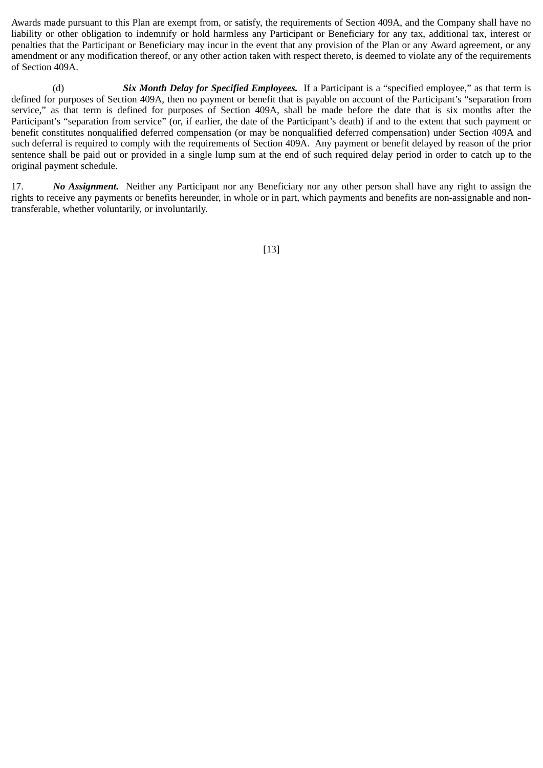Awards made pursuant to this Plan are exempt from, or satisfy, the requirements of Section 409A, and the Company shall have no liability or other obligation to indemnify or hold harmless any Participant or Beneficiary for any tax, additional tax, interest or penalties that the Participant or Beneficiary may incur in the event that any provision of the Plan or any Award agreement, or any amendment or any modification thereof, or any other action taken with respect thereto, is deemed to violate any of the requirements of Section 409A.

(d) ***Six Month Delay for Specified Employees.*** If a Participant is a "specified employee," as that term is defined for purposes of Section 409A, then no payment or benefit that is payable on account of the Participant's "separation from service," as that term is defined for purposes of Section 409A, shall be made before the date that is six months after the Participant's "separation from service" (or, if earlier, the date of the Participant's death) if and to the extent that such payment or benefit constitutes nonqualified deferred compensation (or may be nonqualified deferred compensation) under Section 409A and such deferral is required to comply with the requirements of Section 409A. Any payment or benefit delayed by reason of the prior sentence shall be paid out or provided in a single lump sum at the end of such required delay period in order to catch up to the original payment schedule.

17. ***No Assignment.*** Neither any Participant nor any Beneficiary nor any other person shall have any right to assign the rights to receive any payments or benefits hereunder, in whole or in part, which payments and benefits are non-assignable and non-transferable, whether voluntarily, or involuntarily.